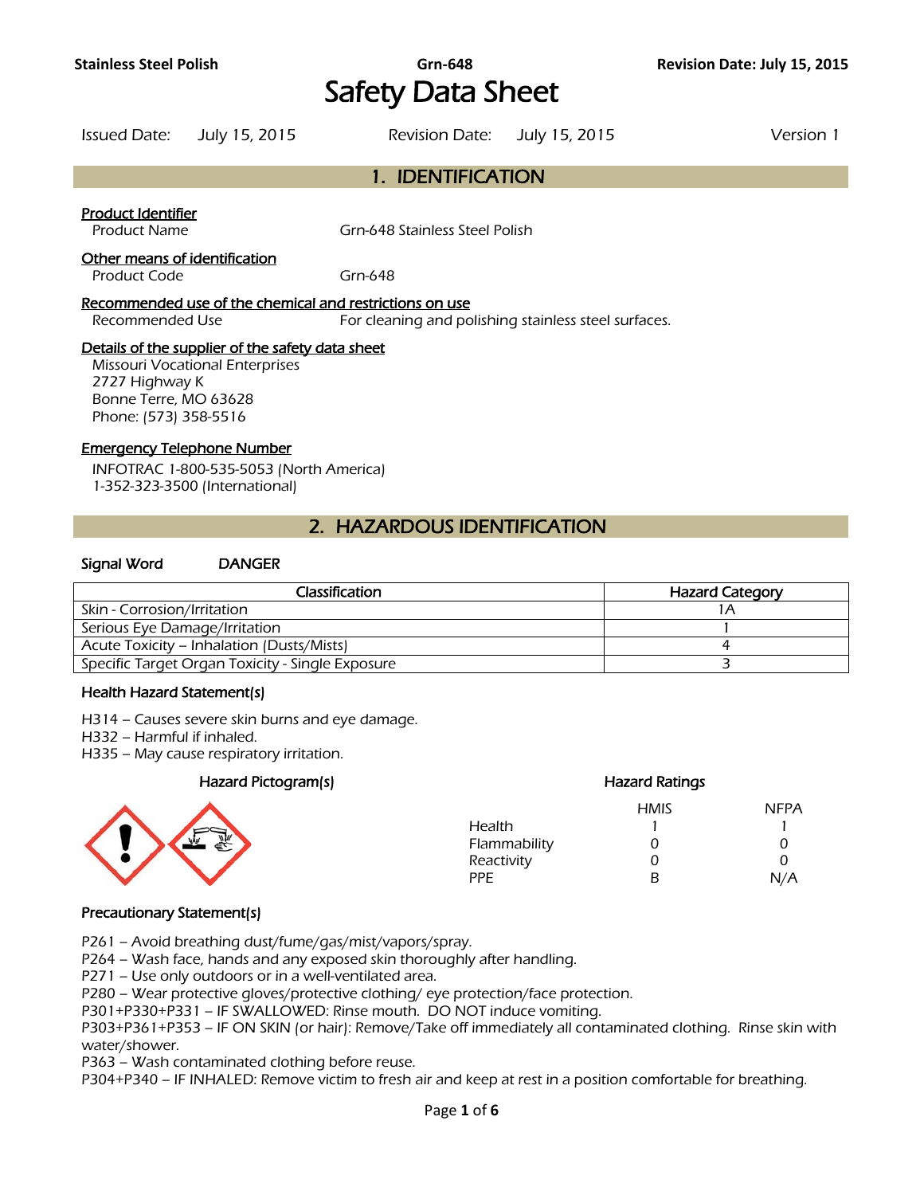# Safety Data Sheet

Issued Date: July 15, 2015 | Revision Date: July 15, 2015 | Version 1

## 1. IDENTIFICATION

**Product Identifier**

Product Name: Grn-648 Stainless Steel Polish

**Other means of identification**

Product Code: Grn-648

**Recommended use of the chemical and restrictions on use**

Recommended Use: For cleaning and polishing stainless steel surfaces.

**Details of the supplier of the safety data sheet**

Missouri Vocational Enterprises
2727 Highway K
Bonne Terre, MO 63628
Phone: (573) 358-5516

**Emergency Telephone Number**

INFOTRAC 1-800-535-5053 (North America)
1-352-323-3500 (International)

## 2. HAZARDOUS IDENTIFICATION

**Signal Word** DANGER

| Classification | Hazard Category |
| --- | --- |
| Skin - Corrosion/Irritation | 1A |
| Serious Eye Damage/Irritation | 1 |
| Acute Toxicity – Inhalation (Dusts/Mists) | 4 |
| Specific Target Organ Toxicity - Single Exposure | 3 |

### Health Hazard Statement(s)

H314 – Causes severe skin burns and eye damage.
H332 – Harmful if inhaled.
H335 – May cause respiratory irritation.

### Hazard Pictogram(s)

### Hazard Ratings

| | HMIS | NFPA |
| --- | --- | --- |
| Health | 1 | 1 |
| Flammability | 0 | 0 |
| Reactivity | 0 | 0 |
| PPE | B | N/A |

### Precautionary Statement(s)

P261 – Avoid breathing dust/fume/gas/mist/vapors/spray.
P264 – Wash face, hands and any exposed skin thoroughly after handling.
P271 – Use only outdoors or in a well-ventilated area.
P280 – Wear protective gloves/protective clothing/ eye protection/face protection.
P301+P330+P331 – IF SWALLOWED: Rinse mouth. DO NOT induce vomiting.
P303+P361+P353 – IF ON SKIN (or hair): Remove/Take off immediately all contaminated clothing. Rinse skin with water/shower.
P363 – Wash contaminated clothing before reuse.
P304+P340 – IF INHALED: Remove victim to fresh air and keep at rest in a position comfortable for breathing.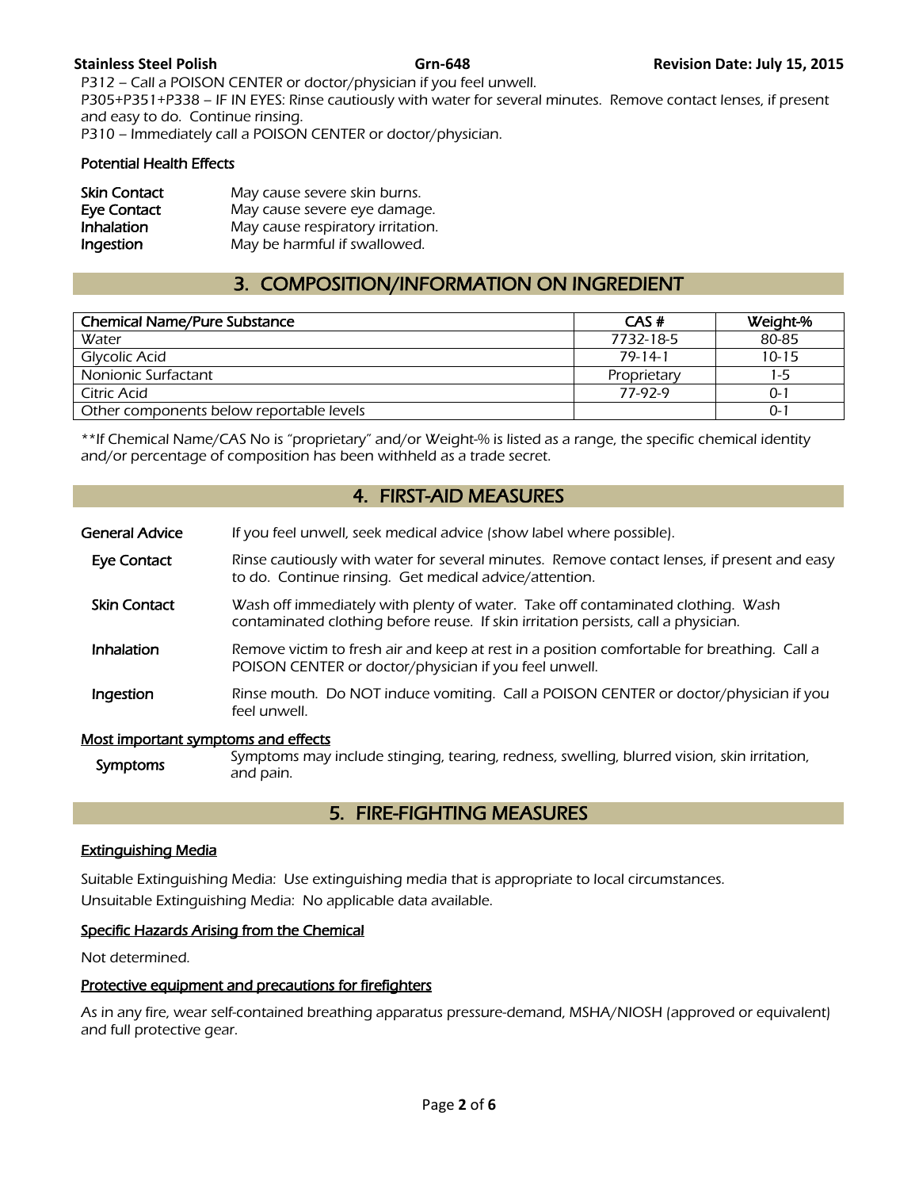P312 – Call a POISON CENTER or doctor/physician if you feel unwell.
P305+P351+P338 – IF IN EYES: Rinse cautiously with water for several minutes. Remove contact lenses, if present and easy to do. Continue rinsing.
P310 – Immediately call a POISON CENTER or doctor/physician.

### Potential Health Effects

| | |
|---|---|
| **Skin Contact** | May cause severe skin burns. |
| **Eye Contact** | May cause severe eye damage. |
| **Inhalation** | May cause respiratory irritation. |
| **Ingestion** | May be harmful if swallowed. |

## 3. COMPOSITION/INFORMATION ON INGREDIENT

| Chemical Name/Pure Substance | CAS # | Weight-% |
|---|---|---|
| Water | 7732-18-5 | 80-85 |
| Glycolic Acid | 79-14-1 | 10-15 |
| Nonionic Surfactant | Proprietary | 1-5 |
| Citric Acid | 77-92-9 | 0-1 |
| Other components below reportable levels | | 0-1 |

*\*\*If Chemical Name/CAS No is "proprietary" and/or Weight-% is listed as a range, the specific chemical identity and/or percentage of composition has been withheld as a trade secret.*

## 4. FIRST-AID MEASURES

**General Advice** If you feel unwell, seek medical advice (show label where possible).

**Eye Contact** Rinse cautiously with water for several minutes. Remove contact lenses, if present and easy to do. Continue rinsing. Get medical advice/attention.

**Skin Contact** Wash off immediately with plenty of water. Take off contaminated clothing. Wash contaminated clothing before reuse. If skin irritation persists, call a physician.

**Inhalation** Remove victim to fresh air and keep at rest in a position comfortable for breathing. Call a POISON CENTER or doctor/physician if you feel unwell.

**Ingestion** Rinse mouth. Do NOT induce vomiting. Call a POISON CENTER or doctor/physician if you feel unwell.

### Most important symptoms and effects

**Symptoms** Symptoms may include stinging, tearing, redness, swelling, blurred vision, skin irritation, and pain.

## 5. FIRE-FIGHTING MEASURES

### Extinguishing Media

Suitable Extinguishing Media: Use extinguishing media that is appropriate to local circumstances.
Unsuitable Extinguishing Media: No applicable data available.

### Specific Hazards Arising from the Chemical

Not determined.

### Protective equipment and precautions for firefighters

As in any fire, wear self-contained breathing apparatus pressure-demand, MSHA/NIOSH (approved or equivalent) and full protective gear.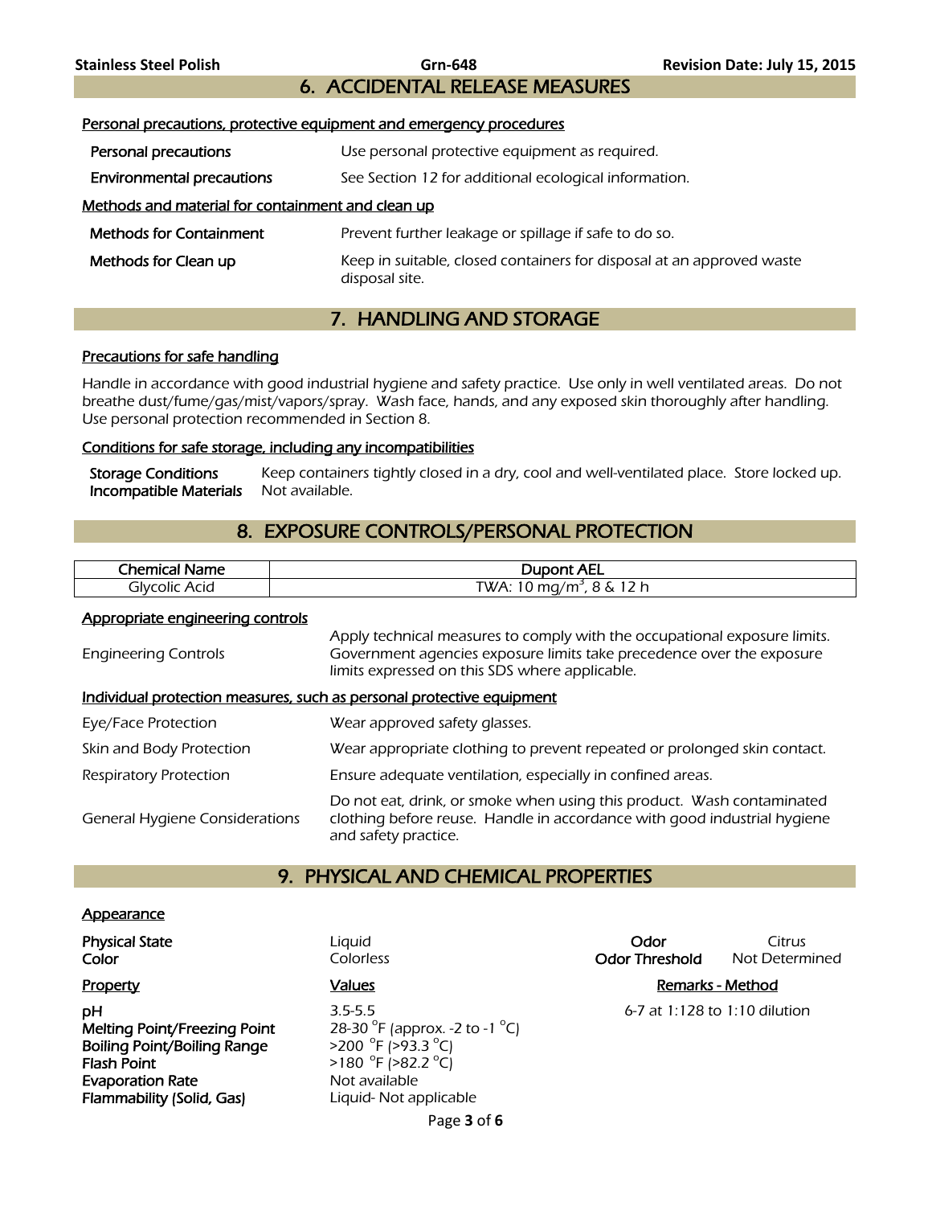## 6. ACCIDENTAL RELEASE MEASURES

**Personal precautions, protective equipment and emergency procedures**

| | |
|---|---|
| Personal precautions | Use personal protective equipment as required. |
| Environmental precautions | See Section 12 for additional ecological information. |

**Methods and material for containment and clean up**

| | |
|---|---|
| Methods for Containment | Prevent further leakage or spillage if safe to do so. |
| Methods for Clean up | Keep in suitable, closed containers for disposal at an approved waste disposal site. |

## 7. HANDLING AND STORAGE

**Precautions for safe handling**

Handle in accordance with good industrial hygiene and safety practice. Use only in well ventilated areas. Do not breathe dust/fume/gas/mist/vapors/spray. Wash face, hands, and any exposed skin thoroughly after handling. Use personal protection recommended in Section 8.

**Conditions for safe storage, including any incompatibilities**

| | |
|---|---|
| Storage Conditions | Keep containers tightly closed in a dry, cool and well-ventilated place. Store locked up. |
| Incompatible Materials | Not available. |

## 8. EXPOSURE CONTROLS/PERSONAL PROTECTION

| Chemical Name | Dupont AEL |
|---|---|
| Glycolic Acid | TWA: 10 $mg/m^3$, 8 & 12 h |

**Appropriate engineering controls**

| | |
|---|---|
| Engineering Controls | Apply technical measures to comply with the occupational exposure limits. Government agencies exposure limits take precedence over the exposure limits expressed on this SDS where applicable. |

**Individual protection measures, such as personal protective equipment**

| | |
|---|---|
| Eye/Face Protection | Wear approved safety glasses. |
| Skin and Body Protection | Wear appropriate clothing to prevent repeated or prolonged skin contact. |
| Respiratory Protection | Ensure adequate ventilation, especially in confined areas. |
| General Hygiene Considerations | Do not eat, drink, or smoke when using this product. Wash contaminated clothing before reuse. Handle in accordance with good industrial hygiene and safety practice. |

## 9. PHYSICAL AND CHEMICAL PROPERTIES

**Appearance**

| | | | |
|---|---|---|---|
| Physical State | Liquid | Odor | Citrus |
| Color | Colorless | Odor Threshold | Not Determined |

| Property | Values | Remarks - Method |
|---|---|---|
| pH | 3.5-5.5 | 6-7 at 1:128 to 1:10 dilution |
| Melting Point/Freezing Point | 28-30 °F (approx. -2 to -1 °C) | |
| Boiling Point/Boiling Range | >200 °F (>93.3 °C) | |
| Flash Point | >180 °F (>82.2 °C) | |
| Evaporation Rate | Not available | |
| Flammability (Solid, Gas) | Liquid- Not applicable | |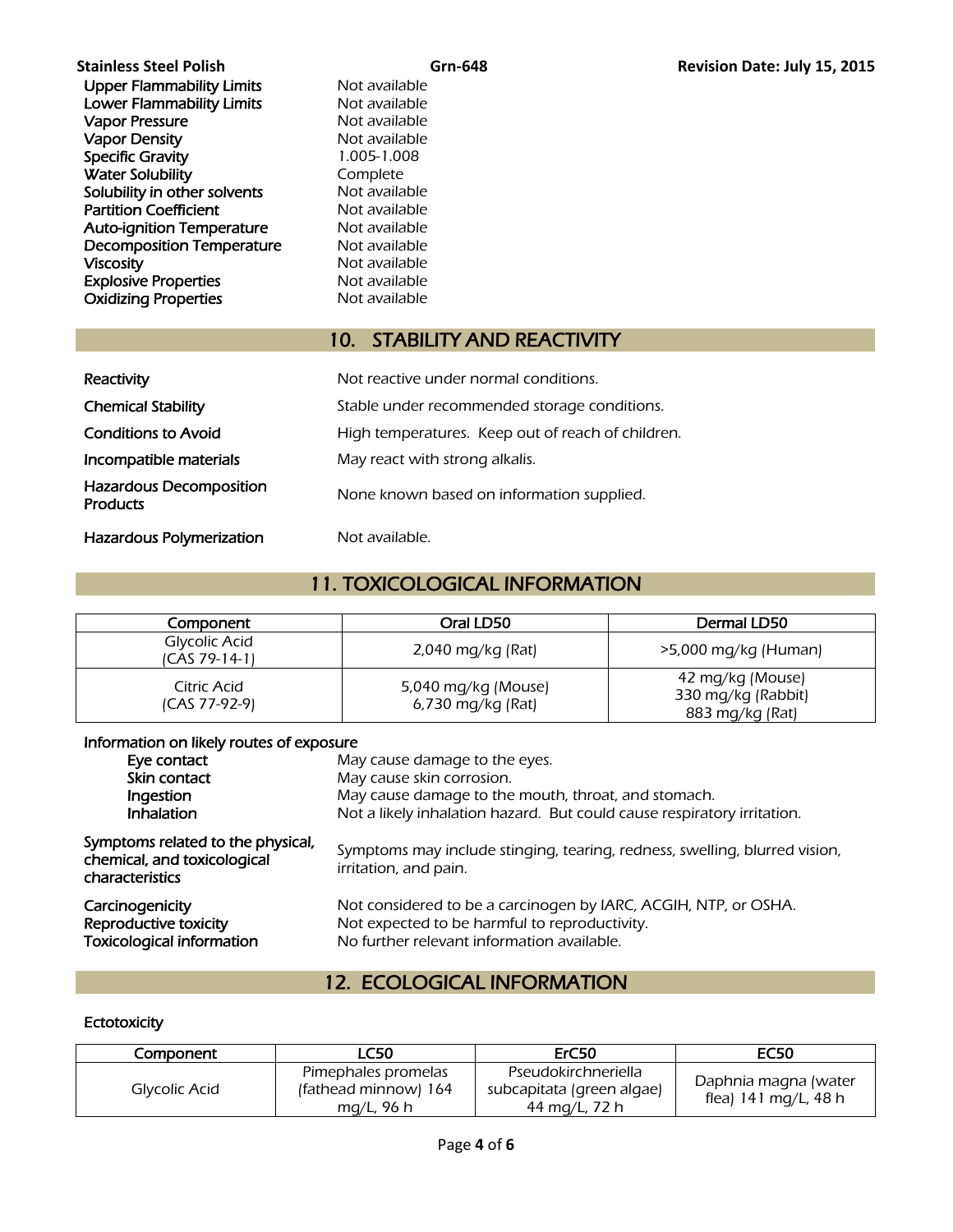| | |
|---|---|
| **Upper Flammability Limits** | Not available |
| **Lower Flammability Limits** | Not available |
| **Vapor Pressure** | Not available |
| **Vapor Density** | Not available |
| **Specific Gravity** | 1.005-1.008 |
| **Water Solubility** | Complete |
| **Solubility in other solvents** | Not available |
| **Partition Coefficient** | Not available |
| **Auto-ignition Temperature** | Not available |
| **Decomposition Temperature** | Not available |
| **Viscosity** | Not available |
| **Explosive Properties** | Not available |
| **Oxidizing Properties** | Not available |

## 10. STABILITY AND REACTIVITY

| | |
|---|---|
| **Reactivity** | Not reactive under normal conditions. |
| **Chemical Stability** | Stable under recommended storage conditions. |
| **Conditions to Avoid** | High temperatures. Keep out of reach of children. |
| **Incompatible materials** | May react with strong alkalis. |
| **Hazardous Decomposition Products** | None known based on information supplied. |
| **Hazardous Polymerization** | Not available. |

## 11. TOXICOLOGICAL INFORMATION

| Component | Oral LD50 | Dermal LD50 |
|---|---|---|
| Glycolic Acid (CAS 79-14-1) | 2,040 mg/kg (Rat) | >5,000 mg/kg (Human) |
| Citric Acid (CAS 77-92-9) | 5,040 mg/kg (Mouse)<br>6,730 mg/kg (Rat) | 42 mg/kg (Mouse)<br>330 mg/kg (Rabbit)<br>883 mg/kg (Rat) |

**Information on likely routes of exposure**

| | |
|---|---|
| **Eye contact** | May cause damage to the eyes. |
| **Skin contact** | May cause skin corrosion. |
| **Ingestion** | May cause damage to the mouth, throat, and stomach. |
| **Inhalation** | Not a likely inhalation hazard. But could cause respiratory irritation. |

| | |
|---|---|
| **Symptoms related to the physical, chemical, and toxicological characteristics** | Symptoms may include stinging, tearing, redness, swelling, blurred vision, irritation, and pain. |
| **Carcinogenicity** | Not considered to be a carcinogen by IARC, ACGIH, NTP, or OSHA. |
| **Reproductive toxicity** | Not expected to be harmful to reproductivity. |
| **Toxicological information** | No further relevant information available. |

## 12. ECOLOGICAL INFORMATION

**Ectotoxicity**

| Component | LC50 | ErC50 | EC50 |
|---|---|---|---|
| Glycolic Acid | Pimephales promelas (fathead minnow) 164 mg/L, 96 h | Pseudokirchneriella subcapitata (green algae) 44 mg/L, 72 h | Daphnia magna (water flea) 141 mg/L, 48 h |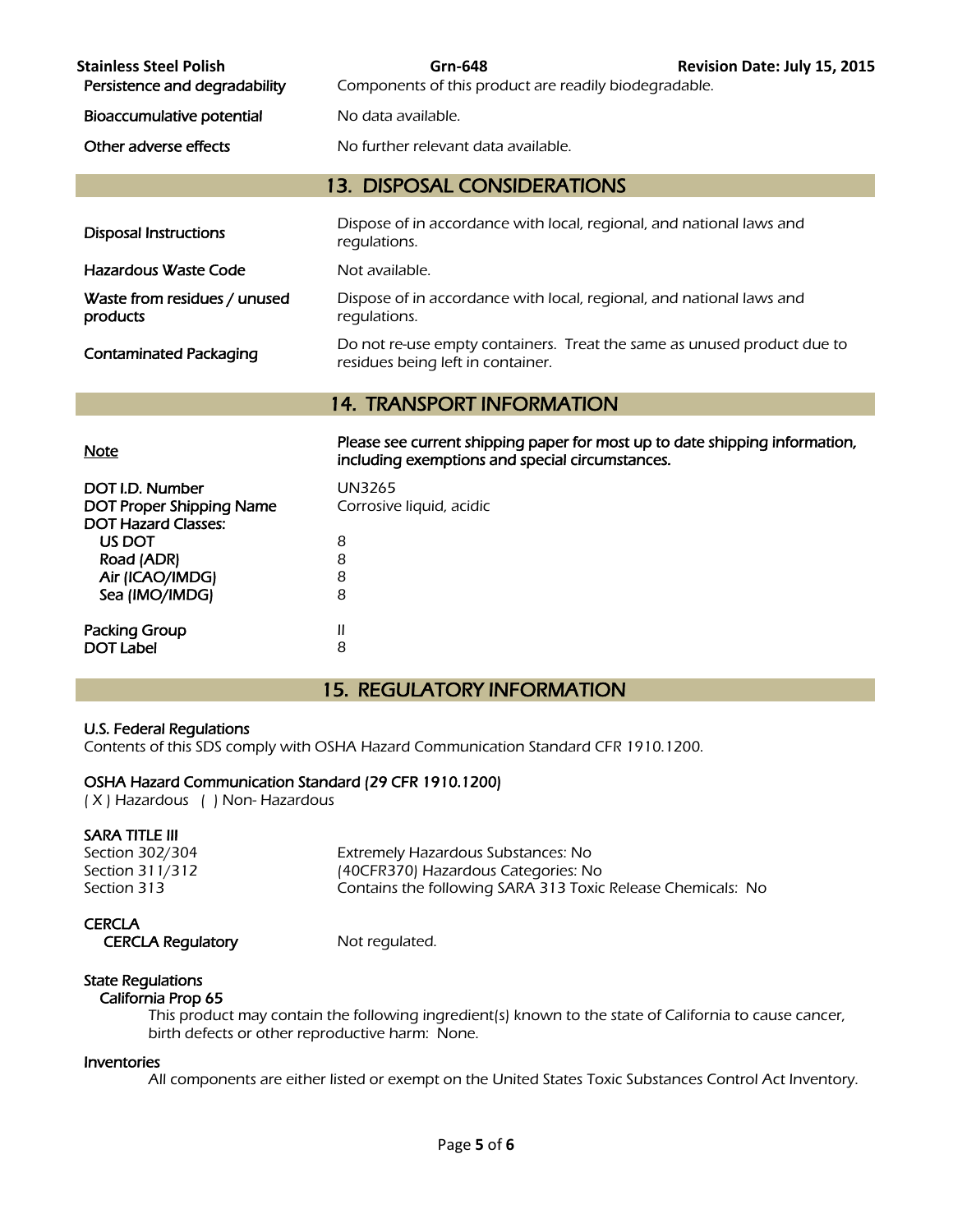| | |
|---|---|
| Persistence and degradability | Components of this product are readily biodegradable. |
| Bioaccumulative potential | No data available. |
| Other adverse effects | No further relevant data available. |

## 13. DISPOSAL CONSIDERATIONS

| | |
|---|---|
| Disposal Instructions | Dispose of in accordance with local, regional, and national laws and regulations. |
| Hazardous Waste Code | Not available. |
| Waste from residues / unused products | Dispose of in accordance with local, regional, and national laws and regulations. |
| Contaminated Packaging | Do not re-use empty containers. Treat the same as unused product due to residues being left in container. |

## 14. TRANSPORT INFORMATION

| | |
|---|---|
| Note | **Please see current shipping paper for most up to date shipping information, including exemptions and special circumstances.** |
| DOT I.D. Number | UN3265 |
| DOT Proper Shipping Name | Corrosive liquid, acidic |
| DOT Hazard Classes: | |
| US DOT | 8 |
| Road (ADR) | 8 |
| Air (ICAO/IMDG) | 8 |
| Sea (IMO/IMDG) | 8 |
| Packing Group | II |
| DOT Label | 8 |

## 15. REGULATORY INFORMATION

**U.S. Federal Regulations**
Contents of this SDS comply with OSHA Hazard Communication Standard CFR 1910.1200.

**OSHA Hazard Communication Standard (29 CFR 1910.1200)**
( X ) Hazardous ( ) Non- Hazardous

**SARA TITLE III**

| | |
|---|---|
| Section 302/304 | Extremely Hazardous Substances: No |
| Section 311/312 | (40CFR370) Hazardous Categories: No |
| Section 313 | Contains the following SARA 313 Toxic Release Chemicals: No |

**CERCLA**

| | |
|---|---|
| CERCLA Regulatory | Not regulated. |

**State Regulations**

**California Prop 65**

This product may contain the following ingredient(s) known to the state of California to cause cancer, birth defects or other reproductive harm: None.

**Inventories**

All components are either listed or exempt on the United States Toxic Substances Control Act Inventory.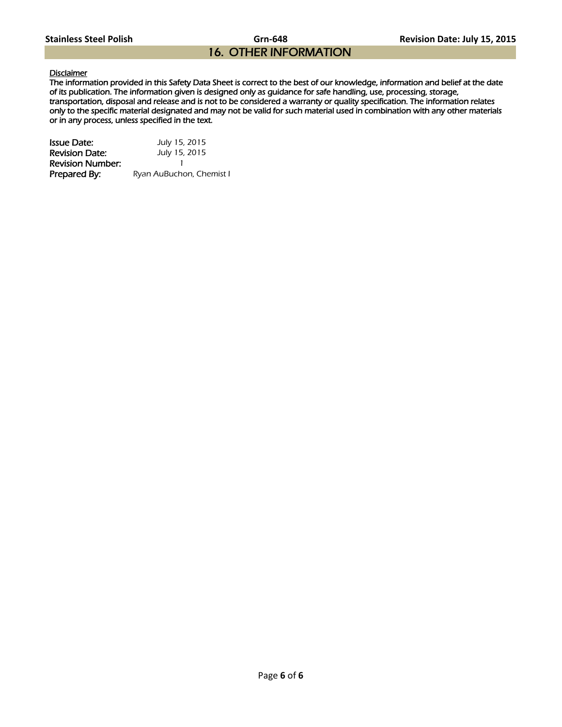## 16. OTHER INFORMATION

Disclaimer

The information provided in this Safety Data Sheet is correct to the best of our knowledge, information and belief at the date of its publication. The information given is designed only as guidance for safe handling, use, processing, storage, transportation, disposal and release and is not to be considered a warranty or quality specification. The information relates only to the specific material designated and may not be valid for such material used in combination with any other materials or in any process, unless specified in the text.

| | |
|---|---|
| Issue Date: | July 15, 2015 |
| Revision Date: | July 15, 2015 |
| Revision Number: | 1 |
| Prepared By: | Ryan AuBuchon, Chemist I |